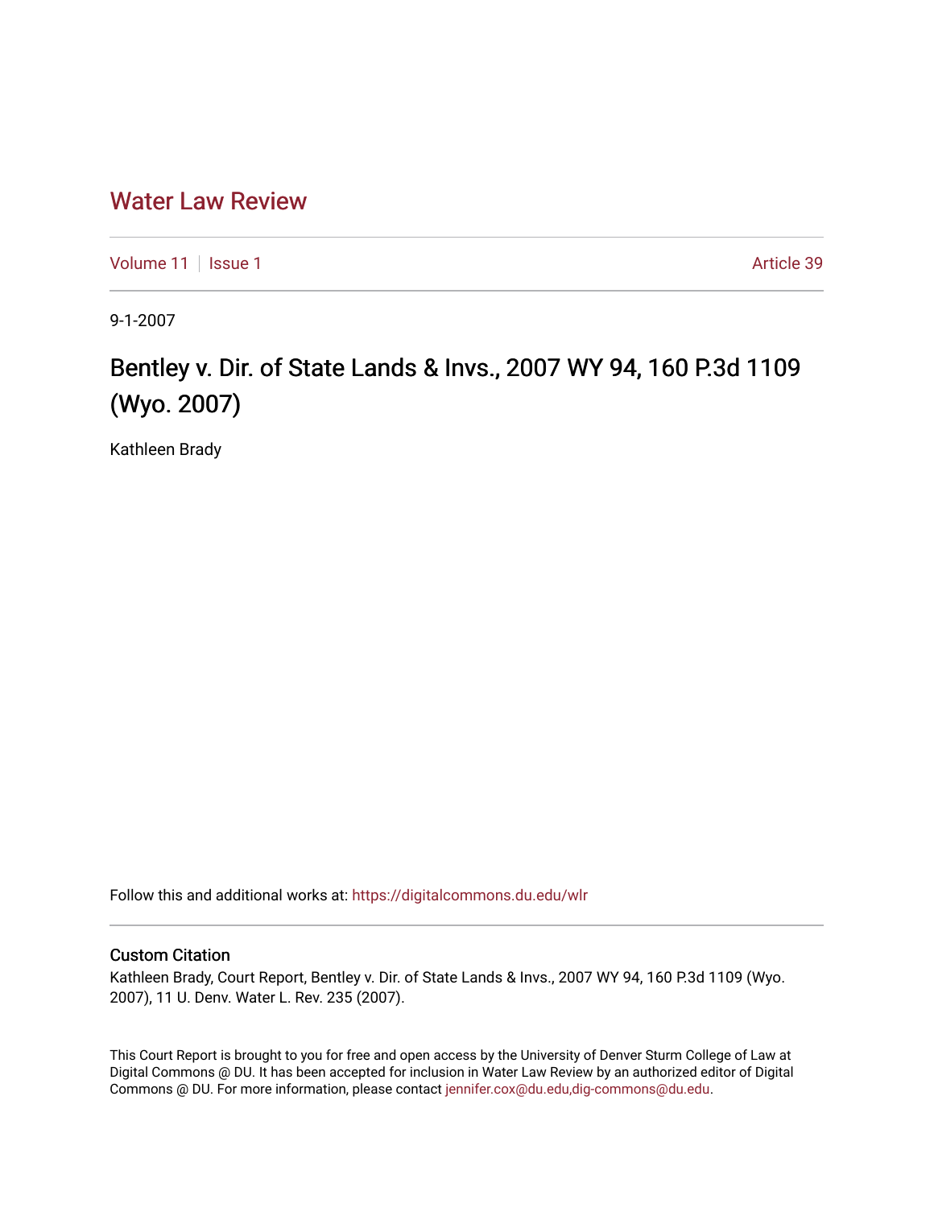# Water Law Review

Volume 11 | Issue 1 Article 39

9-1-2007

## Bentley v. Dir. of State Lands & Invs., 2007 WY 94, 160 P.3d 1109 (Wyo. 2007)

Kathleen Brady

Follow this and additional works at: https://digitalcommons.du.edu/wlr

### Custom Citation

Kathleen Brady, Court Report, Bentley v. Dir. of State Lands & Invs., 2007 WY 94, 160 P.3d 1109 (Wyo. 2007), 11 U. Denv. Water L. Rev. 235 (2007).

This Court Report is brought to you for free and open access by the University of Denver Sturm College of Law at Digital Commons @ DU. It has been accepted for inclusion in Water Law Review by an authorized editor of Digital Commons @ DU. For more information, please contact jennifer.cox@du.edu,dig-commons@du.edu.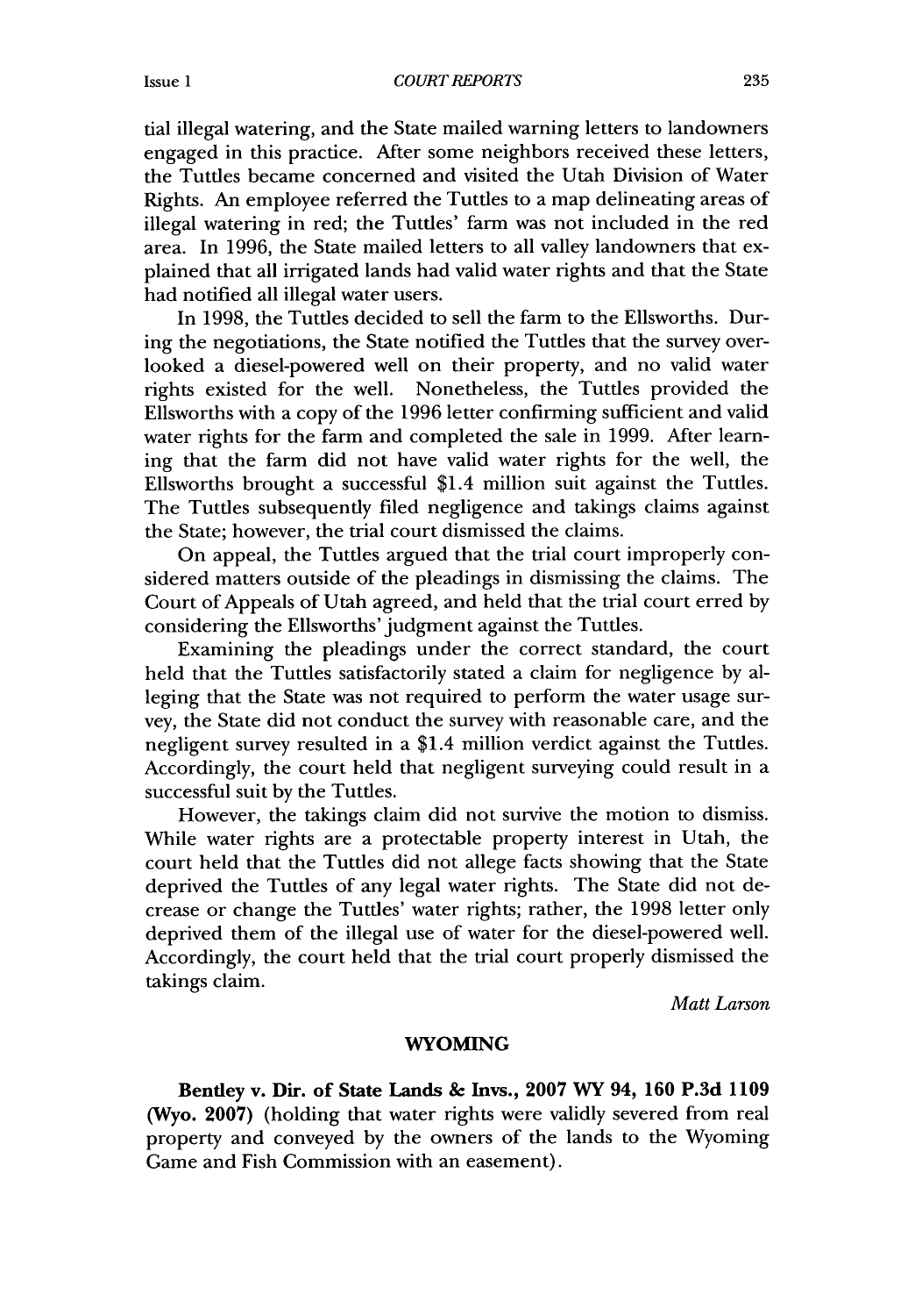tial illegal watering, and the State mailed warning letters to landowners engaged in this practice. After some neighbors received these letters, the Tuttles became concerned and visited the Utah Division of Water Rights. An employee referred the Tuttles to a map delineating areas of illegal watering in red; the Tuttles' farm was not included in the red area. In 1996, the State mailed letters to all valley landowners that explained that all irrigated lands had valid water rights and that the State had notified all illegal water users.

In 1998, the Tuttles decided to sell the farm to the Ellsworths. During the negotiations, the State notified the Tuttles that the survey overlooked a diesel-powered well on their property, and no valid water rights existed for the well. Nonetheless, the Tuttles provided the Ellsworths with a copy of the 1996 letter confirming sufficient and valid water rights for the farm and completed the sale in 1999. After learning that the farm did not have valid water rights for the well, the Ellsworths brought a successful \$1.4 million suit against the Tuttles. The Tuttles subsequently filed negligence and takings claims against the State; however, the trial court dismissed the claims.

On appeal, the Tuttles argued that the trial court improperly considered matters outside of the pleadings in dismissing the claims. The Court of Appeals of Utah agreed, and held that the trial court erred by considering the Ellsworths' judgment against the Tuttles.

Examining the pleadings under the correct standard, the court held that the Tuttles satisfactorily stated a claim for negligence by alleging that the State was not required to perform the water usage survey, the State did not conduct the survey with reasonable care, and the negligent survey resulted in a \$1.4 million verdict against the Tuttles. Accordingly, the court held that negligent surveying could result in a successful suit by the Tuttles.

However, the takings claim did not survive the motion to dismiss. While water rights are a protectable property interest in Utah, the court held that the Tuttles did not allege facts showing that the State deprived the Tuttles of any legal water rights. The State did not decrease or change the Tuttles' water rights; rather, the 1998 letter only deprived them of the illegal use of water for the diesel-powered well. Accordingly, the court held that the trial court properly dismissed the takings claim.

*Matt Larson*

## WYOMING

**Bentley v. Dir. of State Lands & Invs., 2007 WY 94, 160 P.3d 1109 (Wyo. 2007)** (holding that water rights were validly severed from real property and conveyed by the owners of the lands to the Wyoming Game and Fish Commission with an easement).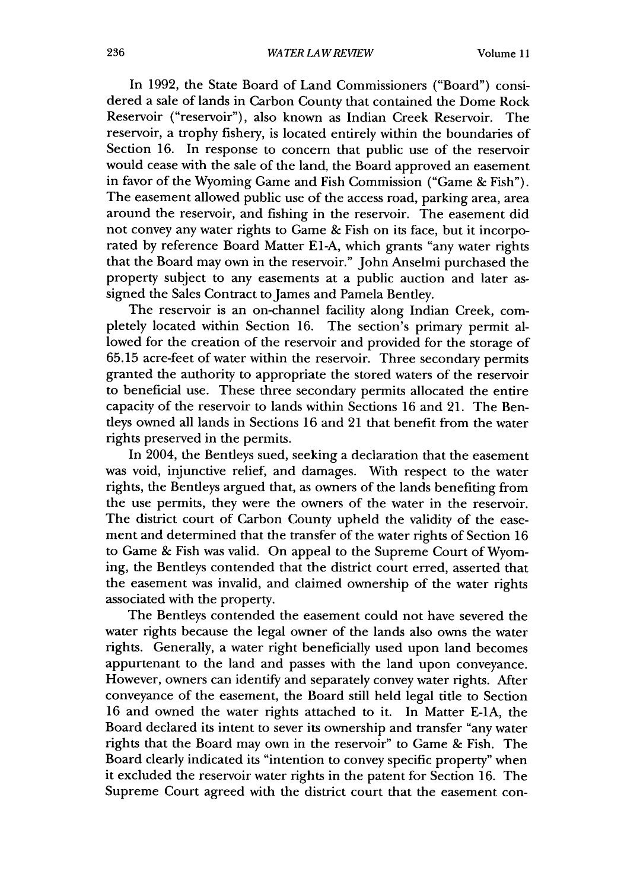In 1992, the State Board of Land Commissioners ("Board") considered a sale of lands in Carbon County that contained the Dome Rock Reservoir ("reservoir"), also known as Indian Creek Reservoir. The reservoir, a trophy fishery, is located entirely within the boundaries of Section 16. In response to concern that public use of the reservoir would cease with the sale of the land, the Board approved an easement in favor of the Wyoming Game and Fish Commission ("Game & Fish"). The easement allowed public use of the access road, parking area, area around the reservoir, and fishing in the reservoir. The easement did not convey any water rights to Game & Fish on its face, but it incorporated by reference Board Matter E1-A, which grants "any water rights that the Board may own in the reservoir." John Anselmi purchased the property subject to any easements at a public auction and later assigned the Sales Contract to James and Pamela Bentley.

The reservoir is an on-channel facility along Indian Creek, completely located within Section 16. The section's primary permit allowed for the creation of the reservoir and provided for the storage of 65.15 acre-feet of water within the reservoir. Three secondary permits granted the authority to appropriate the stored waters of the reservoir to beneficial use. These three secondary permits allocated the entire capacity of the reservoir to lands within Sections 16 and 21. The Bentleys owned all lands in Sections 16 and 21 that benefit from the water rights preserved in the permits.

In 2004, the Bentleys sued, seeking a declaration that the easement was void, injunctive relief, and damages. With respect to the water rights, the Bentleys argued that, as owners of the lands benefiting from the use permits, they were the owners of the water in the reservoir. The district court of Carbon County upheld the validity of the easement and determined that the transfer of the water rights of Section 16 to Game & Fish was valid. On appeal to the Supreme Court of Wyoming, the Bentleys contended that the district court erred, asserted that the easement was invalid, and claimed ownership of the water rights associated with the property.

The Bentleys contended the easement could not have severed the water rights because the legal owner of the lands also owns the water rights. Generally, a water right beneficially used upon land becomes appurtenant to the land and passes with the land upon conveyance. However, owners can identify and separately convey water rights. After conveyance of the easement, the Board still held legal title to Section 16 and owned the water rights attached to it. In Matter E-1A, the Board declared its intent to sever its ownership and transfer "any water rights that the Board may own in the reservoir" to Game & Fish. The Board clearly indicated its "intention to convey specific property" when it excluded the reservoir water rights in the patent for Section 16. The Supreme Court agreed with the district court that the easement con-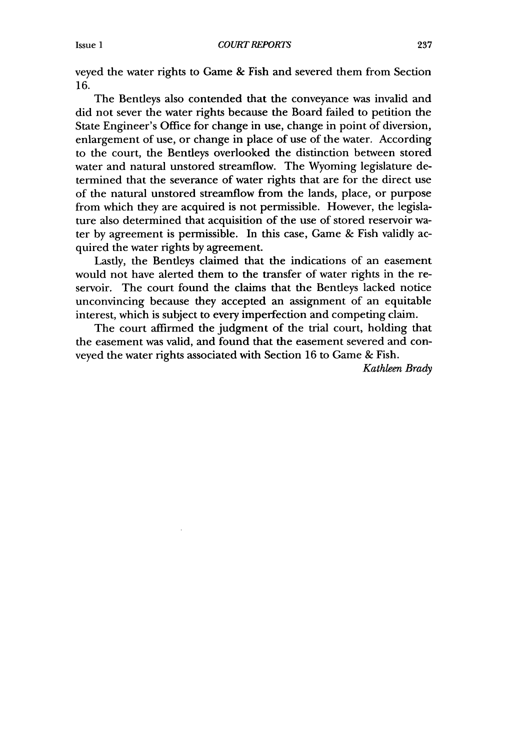veyed the water rights to Game & Fish and severed them from Section 16.

The Bentleys also contended that the conveyance was invalid and did not sever the water rights because the Board failed to petition the State Engineer's Office for change in use, change in point of diversion, enlargement of use, or change in place of use of the water. According to the court, the Bentleys overlooked the distinction between stored water and natural unstored streamflow. The Wyoming legislature determined that the severance of water rights that are for the direct use of the natural unstored streamflow from the lands, place, or purpose from which they are acquired is not permissible. However, the legislature also determined that acquisition of the use of stored reservoir water by agreement is permissible. In this case, Game & Fish validly acquired the water rights by agreement.

Lastly, the Bentleys claimed that the indications of an easement would not have alerted them to the transfer of water rights in the reservoir. The court found the claims that the Bentleys lacked notice unconvincing because they accepted an assignment of an equitable interest, which is subject to every imperfection and competing claim.

The court affirmed the judgment of the trial court, holding that the easement was valid, and found that the easement severed and conveyed the water rights associated with Section 16 to Game & Fish.

*Kathleen Brady*